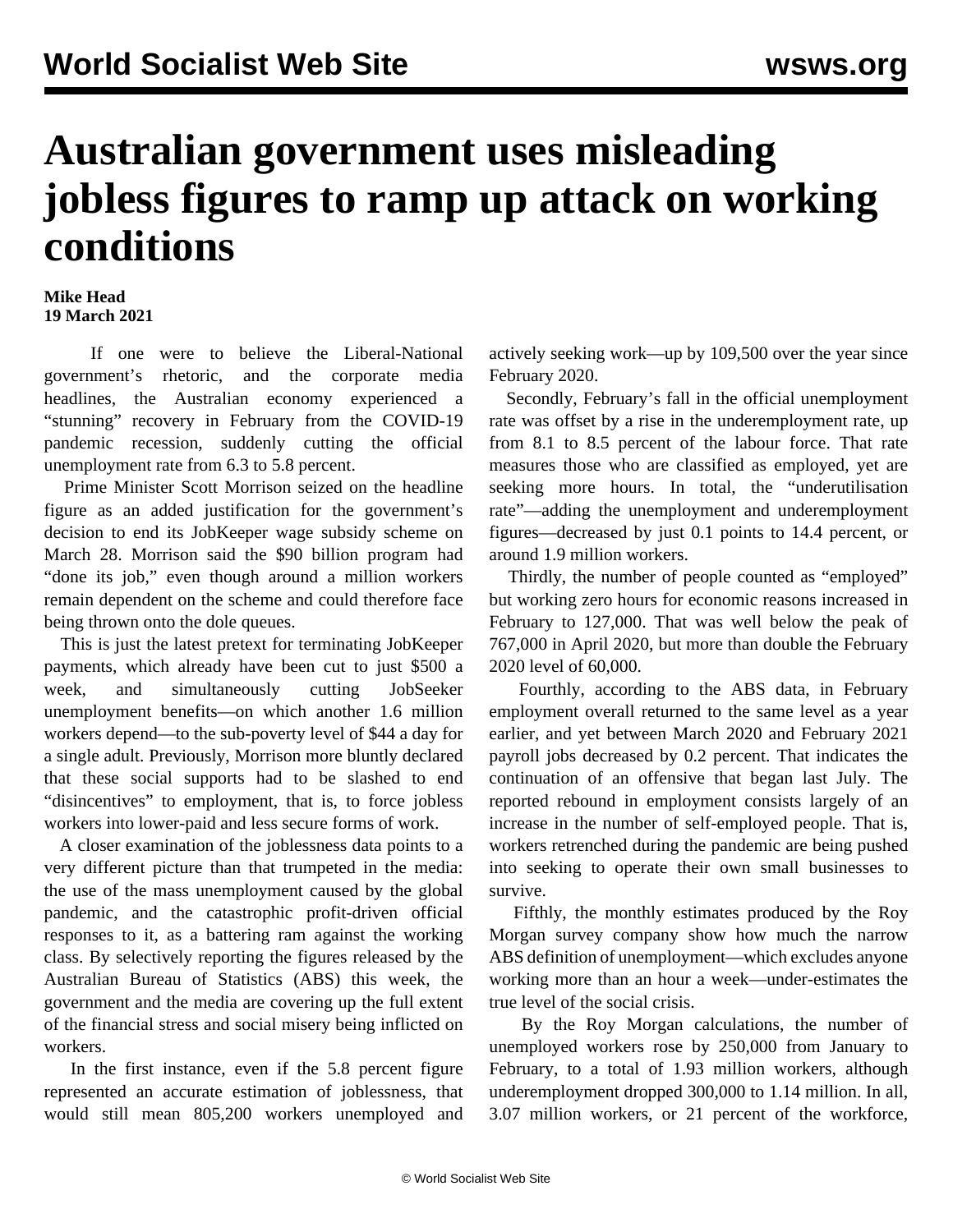# Australian government uses misleading jobless figures to ramp up attack on working conditions

**Mike Head**
**19 March 2021**

If one were to believe the Liberal-National government's rhetoric, and the corporate media headlines, the Australian economy experienced a "stunning" recovery in February from the COVID-19 pandemic recession, suddenly cutting the official unemployment rate from 6.3 to 5.8 percent.

Prime Minister Scott Morrison seized on the headline figure as an added justification for the government's decision to end its JobKeeper wage subsidy scheme on March 28. Morrison said the $90 billion program had "done its job," even though around a million workers remain dependent on the scheme and could therefore face being thrown onto the dole queues.

This is just the latest pretext for terminating JobKeeper payments, which already have been cut to just $500 a week, and simultaneously cutting JobSeeker unemployment benefits—on which another 1.6 million workers depend—to the sub-poverty level of $44 a day for a single adult. Previously, Morrison more bluntly declared that these social supports had to be slashed to end "disincentives" to employment, that is, to force jobless workers into lower-paid and less secure forms of work.

A closer examination of the joblessness data points to a very different picture than that trumpeted in the media: the use of the mass unemployment caused by the global pandemic, and the catastrophic profit-driven official responses to it, as a battering ram against the working class. By selectively reporting the figures released by the Australian Bureau of Statistics (ABS) this week, the government and the media are covering up the full extent of the financial stress and social misery being inflicted on workers.

In the first instance, even if the 5.8 percent figure represented an accurate estimation of joblessness, that would still mean 805,200 workers unemployed and actively seeking work—up by 109,500 over the year since February 2020.

Secondly, February's fall in the official unemployment rate was offset by a rise in the underemployment rate, up from 8.1 to 8.5 percent of the labour force. That rate measures those who are classified as employed, yet are seeking more hours. In total, the "underutilisation rate"—adding the unemployment and underemployment figures—decreased by just 0.1 points to 14.4 percent, or around 1.9 million workers.

Thirdly, the number of people counted as "employed" but working zero hours for economic reasons increased in February to 127,000. That was well below the peak of 767,000 in April 2020, but more than double the February 2020 level of 60,000.

Fourthly, according to the ABS data, in February employment overall returned to the same level as a year earlier, and yet between March 2020 and February 2021 payroll jobs decreased by 0.2 percent. That indicates the continuation of an offensive that began last July. The reported rebound in employment consists largely of an increase in the number of self-employed people. That is, workers retrenched during the pandemic are being pushed into seeking to operate their own small businesses to survive.

Fifthly, the monthly estimates produced by the Roy Morgan survey company show how much the narrow ABS definition of unemployment—which excludes anyone working more than an hour a week—under-estimates the true level of the social crisis.

By the Roy Morgan calculations, the number of unemployed workers rose by 250,000 from January to February, to a total of 1.93 million workers, although underemployment dropped 300,000 to 1.14 million. In all, 3.07 million workers, or 21 percent of the workforce,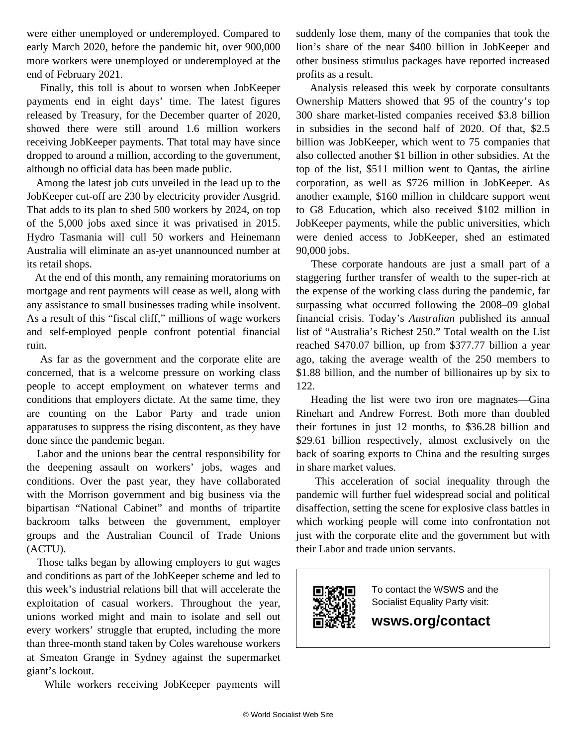were either unemployed or underemployed. Compared to early March 2020, before the pandemic hit, over 900,000 more workers were unemployed or underemployed at the end of February 2021.

Finally, this toll is about to worsen when JobKeeper payments end in eight days' time. The latest figures released by Treasury, for the December quarter of 2020, showed there were still around 1.6 million workers receiving JobKeeper payments. That total may have since dropped to around a million, according to the government, although no official data has been made public.

Among the latest job cuts unveiled in the lead up to the JobKeeper cut-off are 230 by electricity provider Ausgrid. That adds to its plan to shed 500 workers by 2024, on top of the 5,000 jobs axed since it was privatised in 2015. Hydro Tasmania will cull 50 workers and Heinemann Australia will eliminate an as-yet unannounced number at its retail shops.

At the end of this month, any remaining moratoriums on mortgage and rent payments will cease as well, along with any assistance to small businesses trading while insolvent. As a result of this "fiscal cliff," millions of wage workers and self-employed people confront potential financial ruin.

As far as the government and the corporate elite are concerned, that is a welcome pressure on working class people to accept employment on whatever terms and conditions that employers dictate. At the same time, they are counting on the Labor Party and trade union apparatuses to suppress the rising discontent, as they have done since the pandemic began.

Labor and the unions bear the central responsibility for the deepening assault on workers' jobs, wages and conditions. Over the past year, they have collaborated with the Morrison government and big business via the bipartisan "National Cabinet" and months of tripartite backroom talks between the government, employer groups and the Australian Council of Trade Unions (ACTU).

Those talks began by allowing employers to gut wages and conditions as part of the JobKeeper scheme and led to this week's industrial relations bill that will accelerate the exploitation of casual workers. Throughout the year, unions worked might and main to isolate and sell out every workers' struggle that erupted, including the more than three-month stand taken by Coles warehouse workers at Smeaton Grange in Sydney against the supermarket giant's lockout.

While workers receiving JobKeeper payments will suddenly lose them, many of the companies that took the lion's share of the near $400 billion in JobKeeper and other business stimulus packages have reported increased profits as a result.

Analysis released this week by corporate consultants Ownership Matters showed that 95 of the country's top 300 share market-listed companies received $3.8 billion in subsidies in the second half of 2020. Of that, $2.5 billion was JobKeeper, which went to 75 companies that also collected another $1 billion in other subsidies. At the top of the list, $511 million went to Qantas, the airline corporation, as well as $726 million in JobKeeper. As another example, $160 million in childcare support went to G8 Education, which also received $102 million in JobKeeper payments, while the public universities, which were denied access to JobKeeper, shed an estimated 90,000 jobs.

These corporate handouts are just a small part of a staggering further transfer of wealth to the super-rich at the expense of the working class during the pandemic, far surpassing what occurred following the 2008–09 global financial crisis. Today's *Australian* published its annual list of "Australia's Richest 250." Total wealth on the List reached $470.07 billion, up from $377.77 billion a year ago, taking the average wealth of the 250 members to $1.88 billion, and the number of billionaires up by six to 122.

Heading the list were two iron ore magnates—Gina Rinehart and Andrew Forrest. Both more than doubled their fortunes in just 12 months, to $36.28 billion and $29.61 billion respectively, almost exclusively on the back of soaring exports to China and the resulting surges in share market values.

This acceleration of social inequality through the pandemic will further fuel widespread social and political disaffection, setting the scene for explosive class battles in which working people will come into confrontation not just with the corporate elite and the government but with their Labor and trade union servants.

To contact the WSWS and the Socialist Equality Party visit:

**wsws.org/contact**